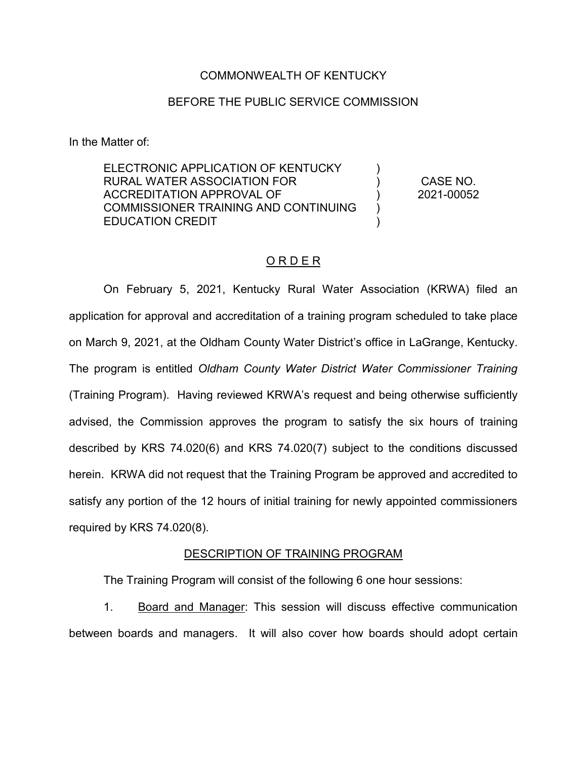COMMONWEALTH OF KENTUCKY

BEFORE THE PUBLIC SERVICE COMMISSION

In the Matter of:

| | | |
|---|---|---|
| ELECTRONIC APPLICATION OF KENTUCKY RURAL WATER ASSOCIATION FOR ACCREDITATION APPROVAL OF COMMISSIONER TRAINING AND CONTINUING EDUCATION CREDIT | ) ) ) ) ) | CASE NO. 2021-00052 |

## ORDER

On February 5, 2021, Kentucky Rural Water Association (KRWA) filed an application for approval and accreditation of a training program scheduled to take place on March 9, 2021, at the Oldham County Water District's office in LaGrange, Kentucky. The program is entitled *Oldham County Water District Water Commissioner Training* (Training Program). Having reviewed KRWA's request and being otherwise sufficiently advised, the Commission approves the program to satisfy the six hours of training described by KRS 74.020(6) and KRS 74.020(7) subject to the conditions discussed herein. KRWA did not request that the Training Program be approved and accredited to satisfy any portion of the 12 hours of initial training for newly appointed commissioners required by KRS 74.020(8).

## DESCRIPTION OF TRAINING PROGRAM

The Training Program will consist of the following 6 one hour sessions:

1. Board and Manager: This session will discuss effective communication between boards and managers. It will also cover how boards should adopt certain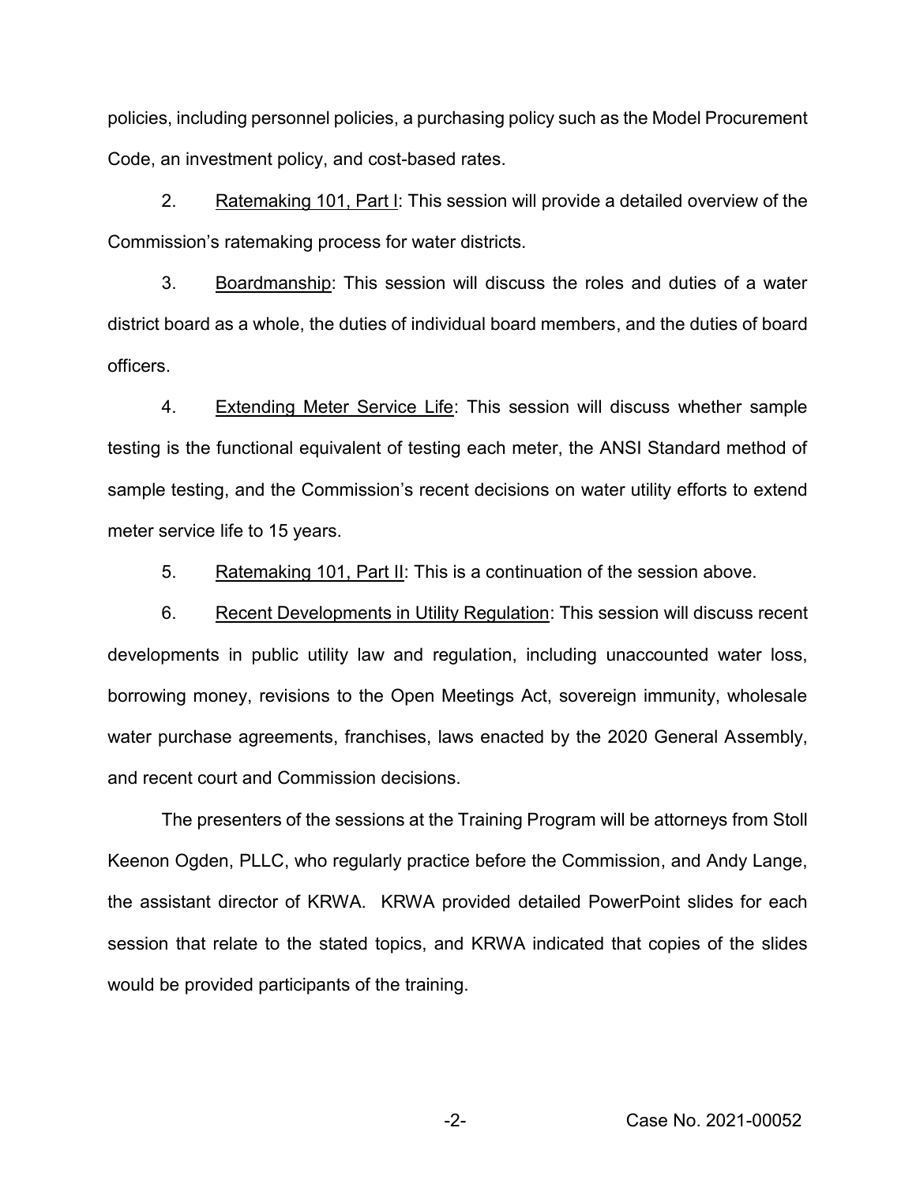policies, including personnel policies, a purchasing policy such as the Model Procurement Code, an investment policy, and cost-based rates.

2. Ratemaking 101, Part I: This session will provide a detailed overview of the Commission's ratemaking process for water districts.

3. Boardmanship: This session will discuss the roles and duties of a water district board as a whole, the duties of individual board members, and the duties of board officers.

4. Extending Meter Service Life: This session will discuss whether sample testing is the functional equivalent of testing each meter, the ANSI Standard method of sample testing, and the Commission's recent decisions on water utility efforts to extend meter service life to 15 years.

5. Ratemaking 101, Part II: This is a continuation of the session above.

6. Recent Developments in Utility Regulation: This session will discuss recent developments in public utility law and regulation, including unaccounted water loss, borrowing money, revisions to the Open Meetings Act, sovereign immunity, wholesale water purchase agreements, franchises, laws enacted by the 2020 General Assembly, and recent court and Commission decisions.

The presenters of the sessions at the Training Program will be attorneys from Stoll Keenon Ogden, PLLC, who regularly practice before the Commission, and Andy Lange, the assistant director of KRWA. KRWA provided detailed PowerPoint slides for each session that relate to the stated topics, and KRWA indicated that copies of the slides would be provided participants of the training.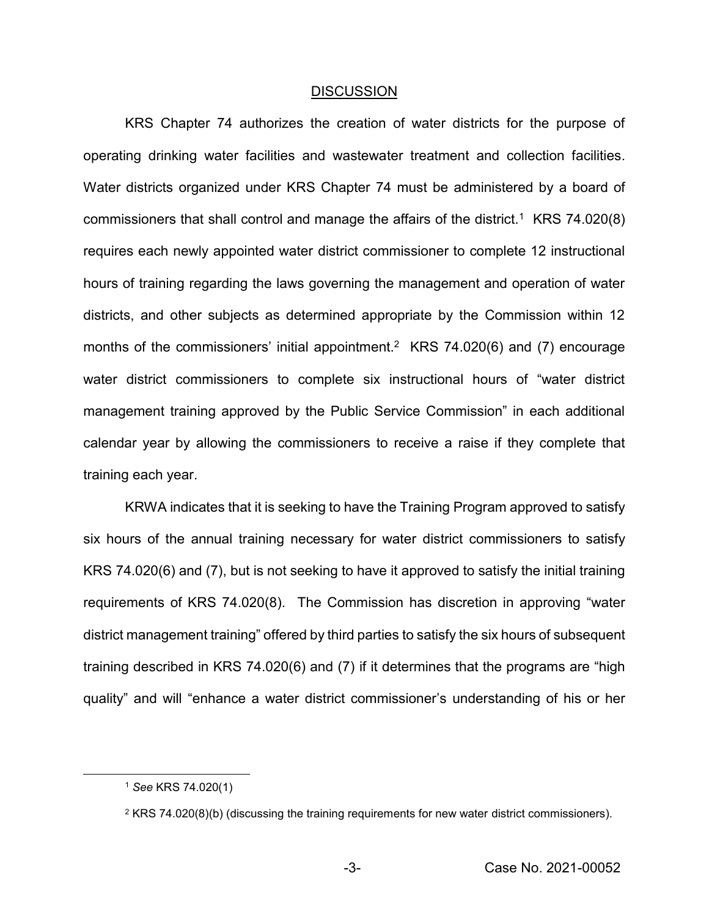## DISCUSSION

KRS Chapter 74 authorizes the creation of water districts for the purpose of operating drinking water facilities and wastewater treatment and collection facilities. Water districts organized under KRS Chapter 74 must be administered by a board of commissioners that shall control and manage the affairs of the district.[1] KRS 74.020(8) requires each newly appointed water district commissioner to complete 12 instructional hours of training regarding the laws governing the management and operation of water districts, and other subjects as determined appropriate by the Commission within 12 months of the commissioners' initial appointment.[2] KRS 74.020(6) and (7) encourage water district commissioners to complete six instructional hours of "water district management training approved by the Public Service Commission" in each additional calendar year by allowing the commissioners to receive a raise if they complete that training each year.

KRWA indicates that it is seeking to have the Training Program approved to satisfy six hours of the annual training necessary for water district commissioners to satisfy KRS 74.020(6) and (7), but is not seeking to have it approved to satisfy the initial training requirements of KRS 74.020(8). The Commission has discretion in approving "water district management training" offered by third parties to satisfy the six hours of subsequent training described in KRS 74.020(6) and (7) if it determines that the programs are "high quality" and will "enhance a water district commissioner's understanding of his or her

---

[1] *See* KRS 74.020(1)

[2] KRS 74.020(8)(b) (discussing the training requirements for new water district commissioners).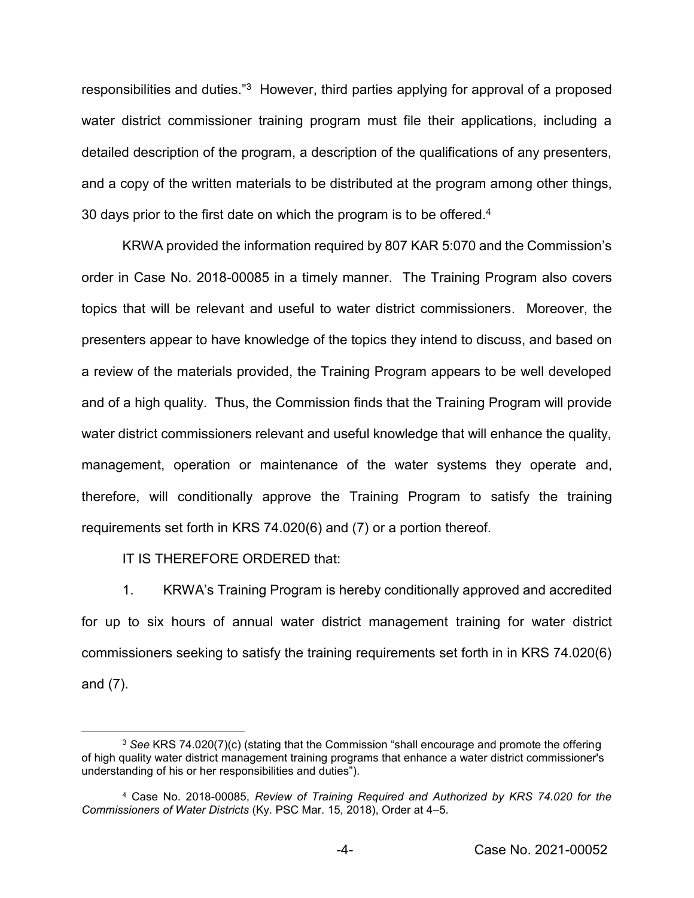responsibilities and duties."[3] However, third parties applying for approval of a proposed water district commissioner training program must file their applications, including a detailed description of the program, a description of the qualifications of any presenters, and a copy of the written materials to be distributed at the program among other things, 30 days prior to the first date on which the program is to be offered.[4]

KRWA provided the information required by 807 KAR 5:070 and the Commission's order in Case No. 2018-00085 in a timely manner. The Training Program also covers topics that will be relevant and useful to water district commissioners. Moreover, the presenters appear to have knowledge of the topics they intend to discuss, and based on a review of the materials provided, the Training Program appears to be well developed and of a high quality. Thus, the Commission finds that the Training Program will provide water district commissioners relevant and useful knowledge that will enhance the quality, management, operation or maintenance of the water systems they operate and, therefore, will conditionally approve the Training Program to satisfy the training requirements set forth in KRS 74.020(6) and (7) or a portion thereof.

IT IS THEREFORE ORDERED that:

1. KRWA's Training Program is hereby conditionally approved and accredited for up to six hours of annual water district management training for water district commissioners seeking to satisfy the training requirements set forth in in KRS 74.020(6) and (7).

---

[3] *See* KRS 74.020(7)(c) (stating that the Commission "shall encourage and promote the offering of high quality water district management training programs that enhance a water district commissioner's understanding of his or her responsibilities and duties").

[4] Case No. 2018-00085, *Review of Training Required and Authorized by KRS 74.020 for the Commissioners of Water Districts* (Ky. PSC Mar. 15, 2018), Order at 4–5.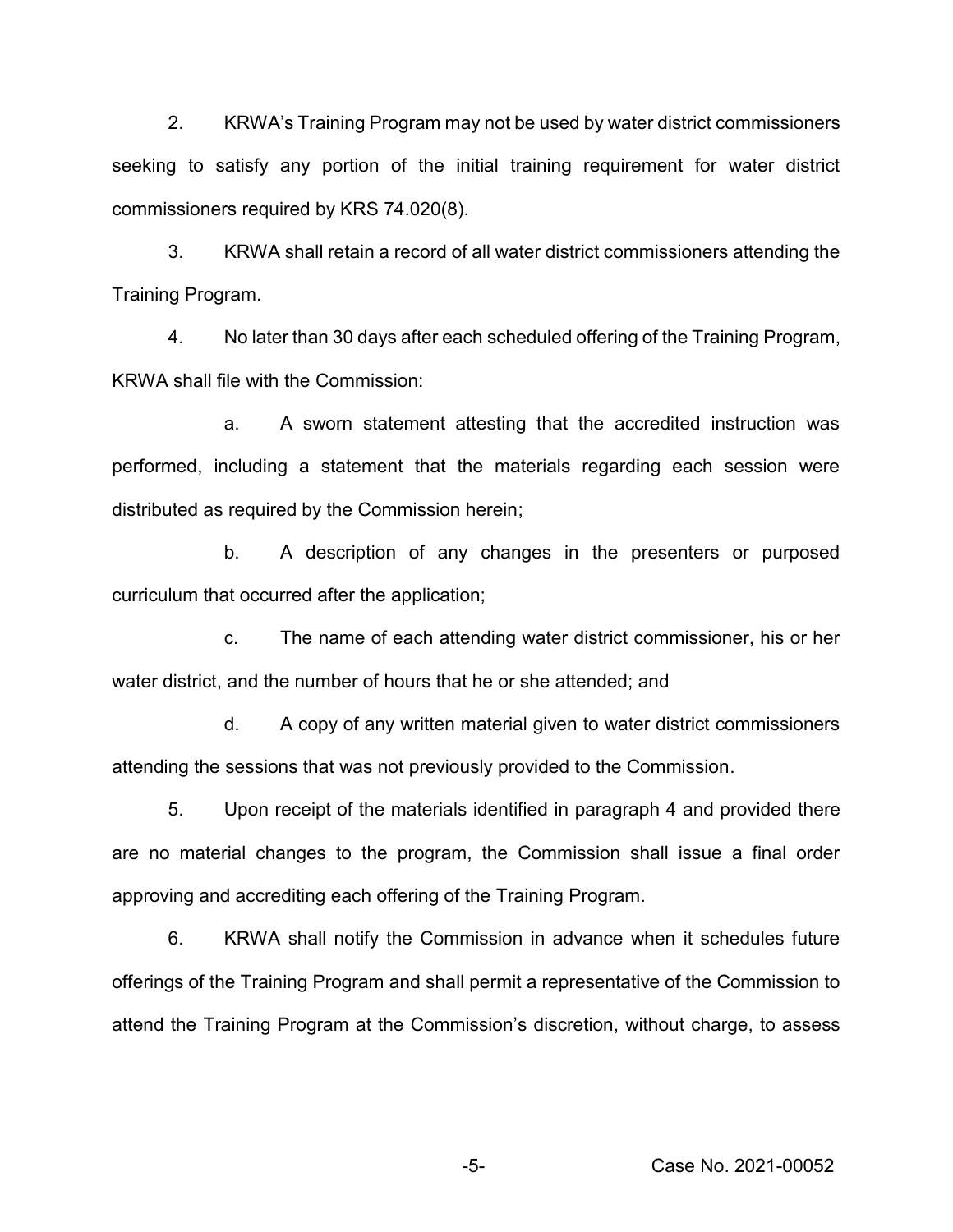2. KRWA's Training Program may not be used by water district commissioners seeking to satisfy any portion of the initial training requirement for water district commissioners required by KRS 74.020(8).

3. KRWA shall retain a record of all water district commissioners attending the Training Program.

4. No later than 30 days after each scheduled offering of the Training Program, KRWA shall file with the Commission:

a. A sworn statement attesting that the accredited instruction was performed, including a statement that the materials regarding each session were distributed as required by the Commission herein;

b. A description of any changes in the presenters or purposed curriculum that occurred after the application;

c. The name of each attending water district commissioner, his or her water district, and the number of hours that he or she attended; and

d. A copy of any written material given to water district commissioners attending the sessions that was not previously provided to the Commission.

5. Upon receipt of the materials identified in paragraph 4 and provided there are no material changes to the program, the Commission shall issue a final order approving and accrediting each offering of the Training Program.

6. KRWA shall notify the Commission in advance when it schedules future offerings of the Training Program and shall permit a representative of the Commission to attend the Training Program at the Commission's discretion, without charge, to assess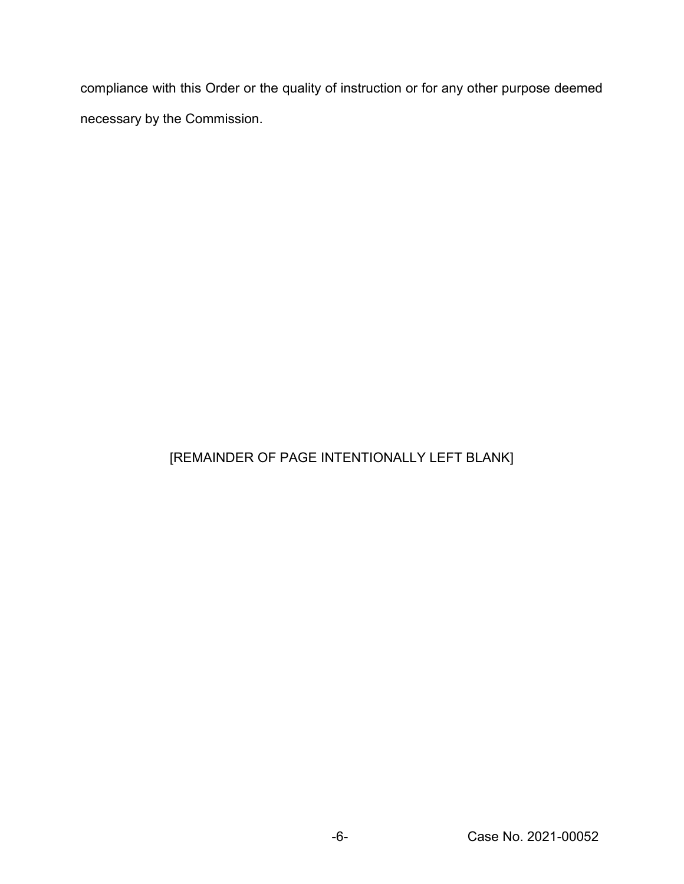compliance with this Order or the quality of instruction or for any other purpose deemed necessary by the Commission.

[REMAINDER OF PAGE INTENTIONALLY LEFT BLANK]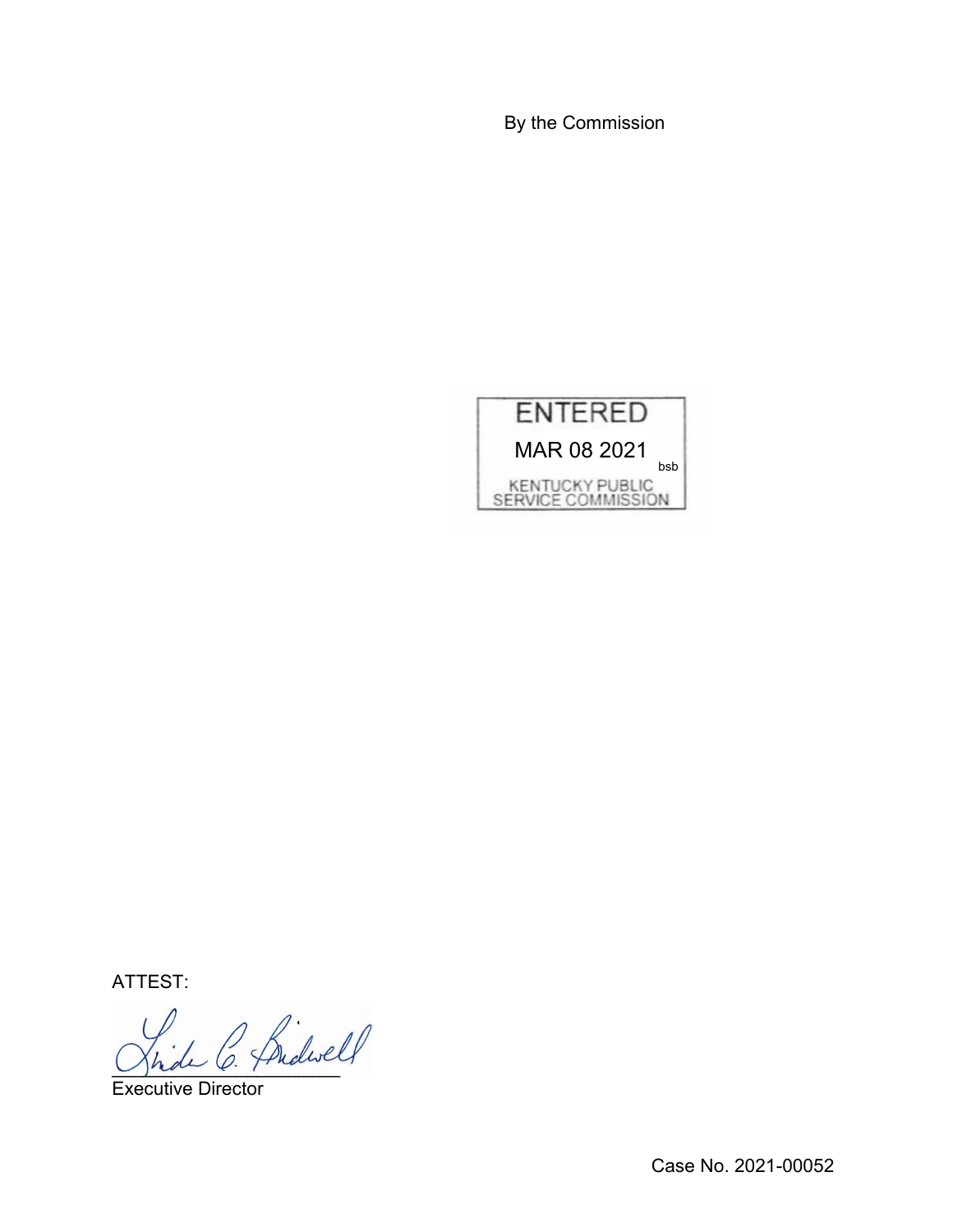By the Commission

ENTERED

MAR 08 2021

bsb

KENTUCKY PUBLIC SERVICE COMMISSION

ATTEST:

Executive Director

Case No. 2021-00052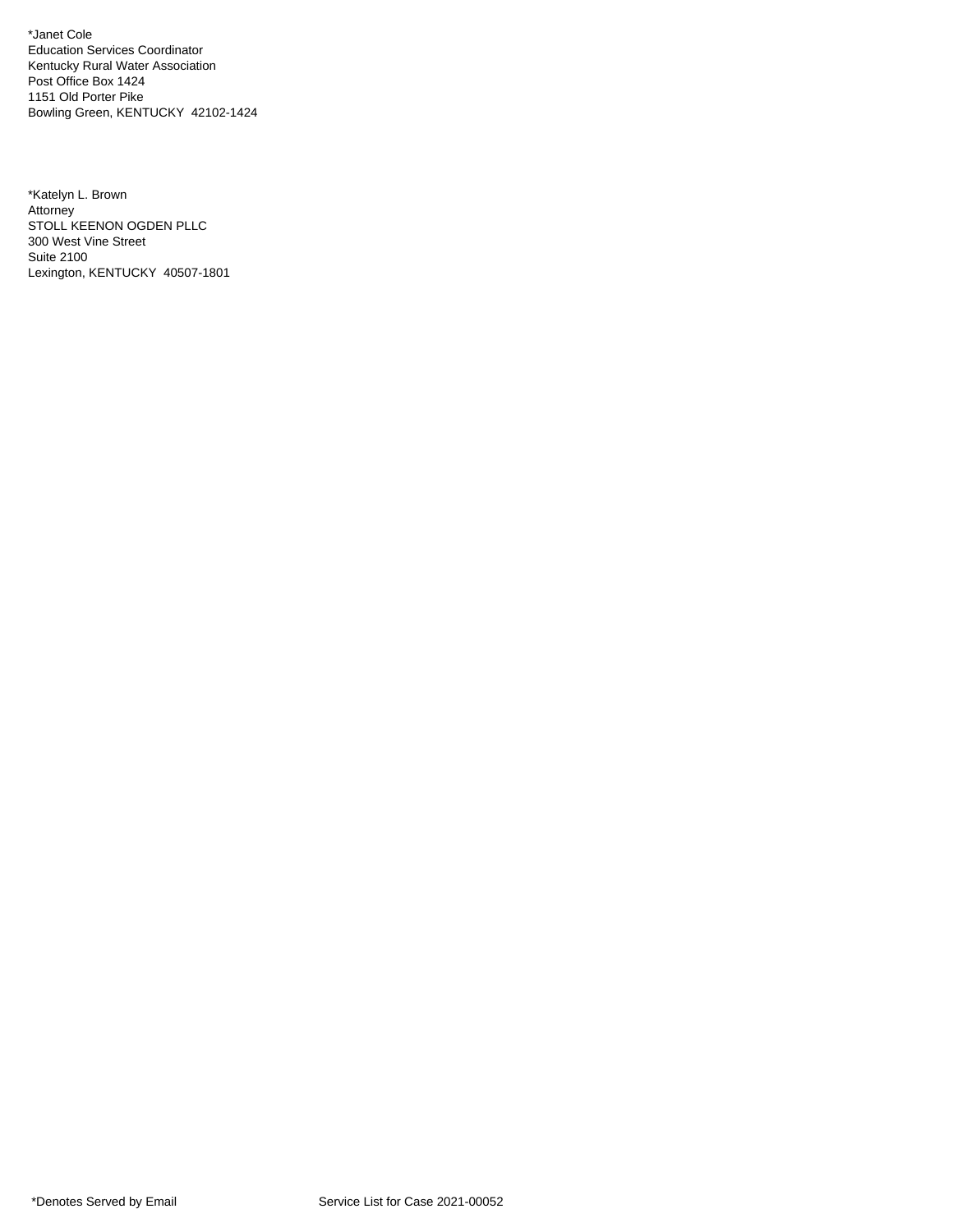*Janet Cole
Education Services Coordinator
Kentucky Rural Water Association
Post Office Box 1424
1151 Old Porter Pike
Bowling Green, KENTUCKY  42102-1424

*Katelyn L. Brown
Attorney
STOLL KEENON OGDEN PLLC
300 West Vine Street
Suite 2100
Lexington, KENTUCKY  40507-1801

*Denotes Served by Email

Service List for Case 2021-00052